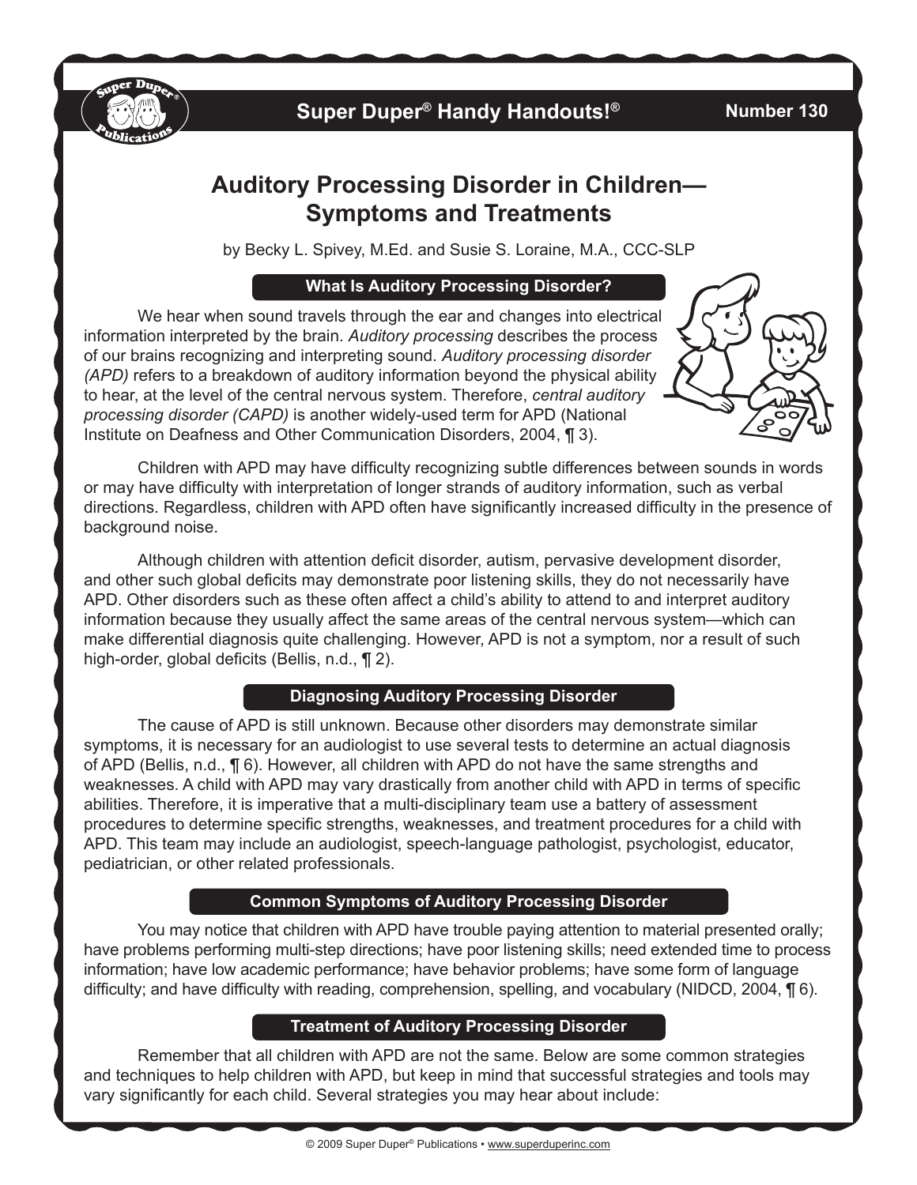**Super Duper® Handy Handouts!®** **Number 130**

# Auditory Processing Disorder in Children—Symptoms and Treatments

by Becky L. Spivey, M.Ed. and Susie S. Loraine, M.A., CCC-SLP

## What Is Auditory Processing Disorder?

We hear when sound travels through the ear and changes into electrical information interpreted by the brain. *Auditory processing* describes the process of our brains recognizing and interpreting sound. *Auditory processing disorder (APD)* refers to a breakdown of auditory information beyond the physical ability to hear, at the level of the central nervous system. Therefore, *central auditory processing disorder (CAPD)* is another widely-used term for APD (National Institute on Deafness and Other Communication Disorders, 2004, ¶ 3).

Children with APD may have difficulty recognizing subtle differences between sounds in words or may have difficulty with interpretation of longer strands of auditory information, such as verbal directions. Regardless, children with APD often have significantly increased difficulty in the presence of background noise.

Although children with attention deficit disorder, autism, pervasive development disorder, and other such global deficits may demonstrate poor listening skills, they do not necessarily have APD. Other disorders such as these often affect a child's ability to attend to and interpret auditory information because they usually affect the same areas of the central nervous system—which can make differential diagnosis quite challenging. However, APD is not a symptom, nor a result of such high-order, global deficits (Bellis, n.d., ¶ 2).

## Diagnosing Auditory Processing Disorder

The cause of APD is still unknown. Because other disorders may demonstrate similar symptoms, it is necessary for an audiologist to use several tests to determine an actual diagnosis of APD (Bellis, n.d., ¶ 6). However, all children with APD do not have the same strengths and weaknesses. A child with APD may vary drastically from another child with APD in terms of specific abilities. Therefore, it is imperative that a multi-disciplinary team use a battery of assessment procedures to determine specific strengths, weaknesses, and treatment procedures for a child with APD. This team may include an audiologist, speech-language pathologist, psychologist, educator, pediatrician, or other related professionals.

## Common Symptoms of Auditory Processing Disorder

You may notice that children with APD have trouble paying attention to material presented orally; have problems performing multi-step directions; have poor listening skills; need extended time to process information; have low academic performance; have behavior problems; have some form of language difficulty; and have difficulty with reading, comprehension, spelling, and vocabulary (NIDCD, 2004, ¶ 6).

## Treatment of Auditory Processing Disorder

Remember that all children with APD are not the same. Below are some common strategies and techniques to help children with APD, but keep in mind that successful strategies and tools may vary significantly for each child. Several strategies you may hear about include: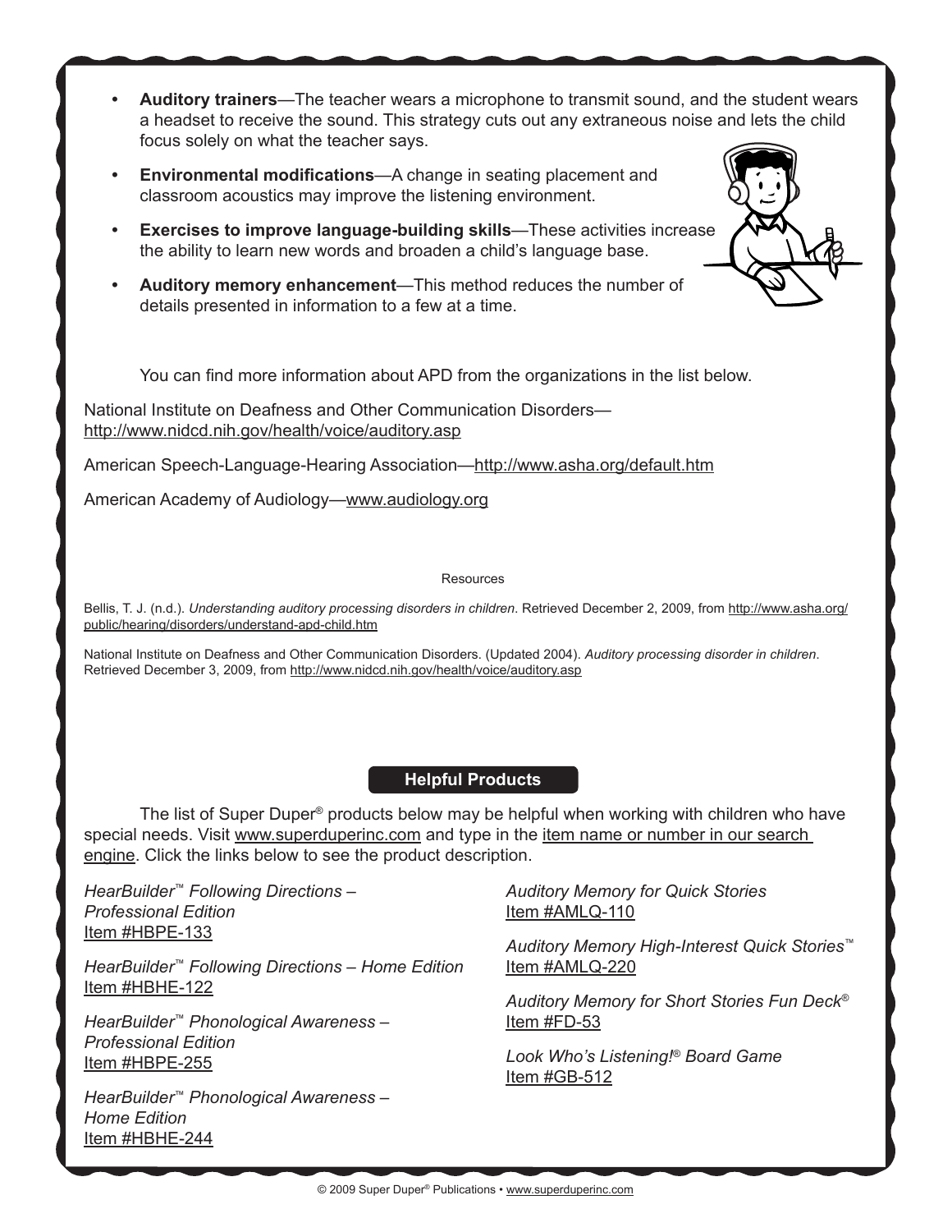- **Auditory trainers**—The teacher wears a microphone to transmit sound, and the student wears a headset to receive the sound. This strategy cuts out any extraneous noise and lets the child focus solely on what the teacher says.
- **Environmental modifications**—A change in seating placement and classroom acoustics may improve the listening environment.
- **Exercises to improve language-building skills**—These activities increase the ability to learn new words and broaden a child's language base.
- **Auditory memory enhancement**—This method reduces the number of details presented in information to a few at a time.

You can find more information about APD from the organizations in the list below.

National Institute on Deafness and Other Communication Disorders—http://www.nidcd.nih.gov/health/voice/auditory.asp

American Speech-Language-Hearing Association—http://www.asha.org/default.htm

American Academy of Audiology—www.audiology.org

Resources

Bellis, T. J. (n.d.). *Understanding auditory processing disorders in children*. Retrieved December 2, 2009, from http://www.asha.org/public/hearing/disorders/understand-apd-child.htm

National Institute on Deafness and Other Communication Disorders. (Updated 2004). *Auditory processing disorder in children*. Retrieved December 3, 2009, from http://www.nidcd.nih.gov/health/voice/auditory.asp

## Helpful Products

The list of Super Duper® products below may be helpful when working with children who have special needs. Visit www.superduperinc.com and type in the item name or number in our search engine. Click the links below to see the product description.

*HearBuilder™ Following Directions – Professional Edition*
Item #HBPE-133

*HearBuilder™ Following Directions – Home Edition*
Item #HBHE-122

*HearBuilder™ Phonological Awareness – Professional Edition*
Item #HBPE-255

*HearBuilder™ Phonological Awareness – Home Edition*
Item #HBHE-244

*Auditory Memory for Quick Stories*
Item #AMLQ-110

*Auditory Memory High-Interest Quick Stories™*
Item #AMLQ-220

*Auditory Memory for Short Stories Fun Deck®*
Item #FD-53

*Look Who's Listening!® Board Game*
Item #GB-512

© 2009 Super Duper® Publications • www.superduperinc.com